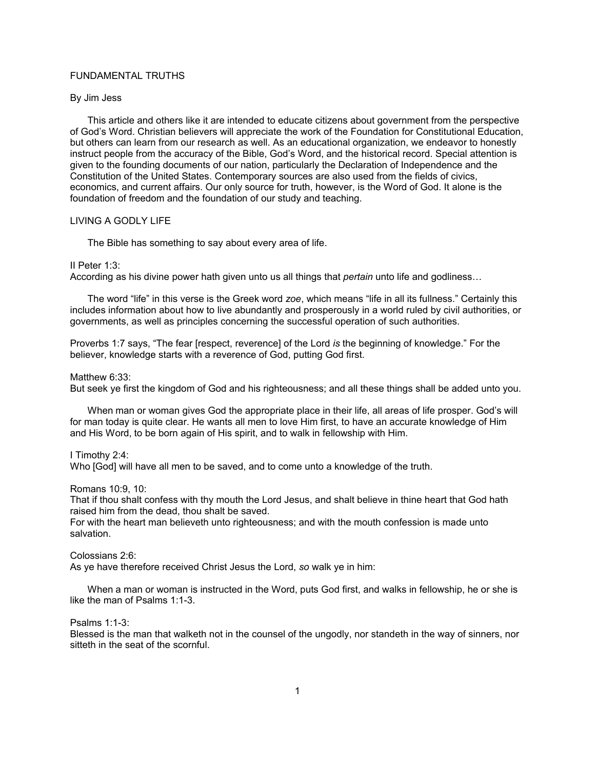# FUNDAMENTAL TRUTHS

By Jim Jess

This article and others like it are intended to educate citizens about government from the perspective of God's Word. Christian believers will appreciate the work of the Foundation for Constitutional Education, but others can learn from our research as well. As an educational organization, we endeavor to honestly instruct people from the accuracy of the Bible, God's Word, and the historical record. Special attention is given to the founding documents of our nation, particularly the Declaration of Independence and the Constitution of the United States. Contemporary sources are also used from the fields of civics, economics, and current affairs. Our only source for truth, however, is the Word of God. It alone is the foundation of freedom and the foundation of our study and teaching.

## LIVING A GODLY LIFE

The Bible has something to say about every area of life.

II Peter 1:3:
According as his divine power hath given unto us all things that *pertain* unto life and godliness…

The word "life" in this verse is the Greek word *zoe*, which means "life in all its fullness." Certainly this includes information about how to live abundantly and prosperously in a world ruled by civil authorities, or governments, as well as principles concerning the successful operation of such authorities.

Proverbs 1:7 says, "The fear [respect, reverence] of the Lord *is* the beginning of knowledge." For the believer, knowledge starts with a reverence of God, putting God first.

Matthew 6:33:
But seek ye first the kingdom of God and his righteousness; and all these things shall be added unto you.

When man or woman gives God the appropriate place in their life, all areas of life prosper. God's will for man today is quite clear. He wants all men to love Him first, to have an accurate knowledge of Him and His Word, to be born again of His spirit, and to walk in fellowship with Him.

I Timothy 2:4:
Who [God] will have all men to be saved, and to come unto a knowledge of the truth.

Romans 10:9, 10:
That if thou shalt confess with thy mouth the Lord Jesus, and shalt believe in thine heart that God hath raised him from the dead, thou shalt be saved.
For with the heart man believeth unto righteousness; and with the mouth confession is made unto salvation.

Colossians 2:6:
As ye have therefore received Christ Jesus the Lord, *so* walk ye in him:

When a man or woman is instructed in the Word, puts God first, and walks in fellowship, he or she is like the man of Psalms 1:1-3.

Psalms 1:1-3:
Blessed is the man that walketh not in the counsel of the ungodly, nor standeth in the way of sinners, nor sitteth in the seat of the scornful.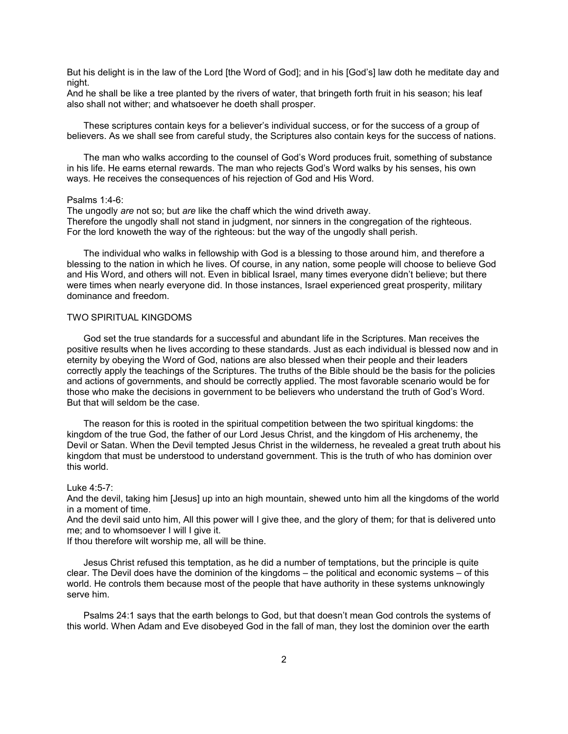But his delight is in the law of the Lord [the Word of God]; and in his [God's] law doth he meditate day and night.
And he shall be like a tree planted by the rivers of water, that bringeth forth fruit in his season; his leaf also shall not wither; and whatsoever he doeth shall prosper.

These scriptures contain keys for a believer's individual success, or for the success of a group of believers. As we shall see from careful study, the Scriptures also contain keys for the success of nations.

The man who walks according to the counsel of God's Word produces fruit, something of substance in his life. He earns eternal rewards. The man who rejects God's Word walks by his senses, his own ways. He receives the consequences of his rejection of God and His Word.

Psalms 1:4-6:
The ungodly *are* not so; but *are* like the chaff which the wind driveth away.
Therefore the ungodly shall not stand in judgment, nor sinners in the congregation of the righteous.
For the lord knoweth the way of the righteous: but the way of the ungodly shall perish.

The individual who walks in fellowship with God is a blessing to those around him, and therefore a blessing to the nation in which he lives. Of course, in any nation, some people will choose to believe God and His Word, and others will not. Even in biblical Israel, many times everyone didn't believe; but there were times when nearly everyone did. In those instances, Israel experienced great prosperity, military dominance and freedom.

## TWO SPIRITUAL KINGDOMS

God set the true standards for a successful and abundant life in the Scriptures. Man receives the positive results when he lives according to these standards. Just as each individual is blessed now and in eternity by obeying the Word of God, nations are also blessed when their people and their leaders correctly apply the teachings of the Scriptures. The truths of the Bible should be the basis for the policies and actions of governments, and should be correctly applied. The most favorable scenario would be for those who make the decisions in government to be believers who understand the truth of God's Word. But that will seldom be the case.

The reason for this is rooted in the spiritual competition between the two spiritual kingdoms: the kingdom of the true God, the father of our Lord Jesus Christ, and the kingdom of His archenemy, the Devil or Satan. When the Devil tempted Jesus Christ in the wilderness, he revealed a great truth about his kingdom that must be understood to understand government. This is the truth of who has dominion over this world.

Luke 4:5-7:
And the devil, taking him [Jesus] up into an high mountain, shewed unto him all the kingdoms of the world in a moment of time.
And the devil said unto him, All this power will I give thee, and the glory of them; for that is delivered unto me; and to whomsoever I will I give it.
If thou therefore wilt worship me, all will be thine.

Jesus Christ refused this temptation, as he did a number of temptations, but the principle is quite clear. The Devil does have the dominion of the kingdoms – the political and economic systems – of this world. He controls them because most of the people that have authority in these systems unknowingly serve him.

Psalms 24:1 says that the earth belongs to God, but that doesn't mean God controls the systems of this world. When Adam and Eve disobeyed God in the fall of man, they lost the dominion over the earth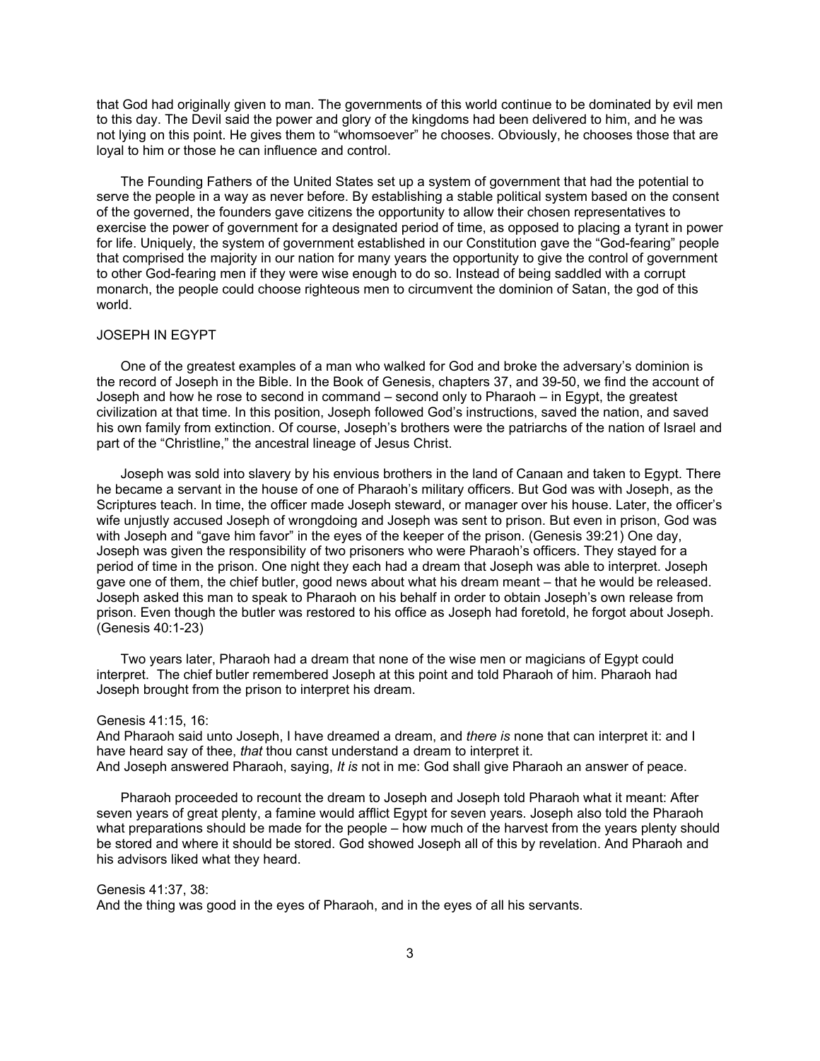that God had originally given to man. The governments of this world continue to be dominated by evil men to this day. The Devil said the power and glory of the kingdoms had been delivered to him, and he was not lying on this point. He gives them to "whomsoever" he chooses. Obviously, he chooses those that are loyal to him or those he can influence and control.

The Founding Fathers of the United States set up a system of government that had the potential to serve the people in a way as never before. By establishing a stable political system based on the consent of the governed, the founders gave citizens the opportunity to allow their chosen representatives to exercise the power of government for a designated period of time, as opposed to placing a tyrant in power for life. Uniquely, the system of government established in our Constitution gave the "God-fearing" people that comprised the majority in our nation for many years the opportunity to give the control of government to other God-fearing men if they were wise enough to do so. Instead of being saddled with a corrupt monarch, the people could choose righteous men to circumvent the dominion of Satan, the god of this world.

## JOSEPH IN EGYPT

One of the greatest examples of a man who walked for God and broke the adversary's dominion is the record of Joseph in the Bible. In the Book of Genesis, chapters 37, and 39-50, we find the account of Joseph and how he rose to second in command – second only to Pharaoh – in Egypt, the greatest civilization at that time. In this position, Joseph followed God's instructions, saved the nation, and saved his own family from extinction. Of course, Joseph's brothers were the patriarchs of the nation of Israel and part of the "Christline," the ancestral lineage of Jesus Christ.

Joseph was sold into slavery by his envious brothers in the land of Canaan and taken to Egypt. There he became a servant in the house of one of Pharaoh's military officers. But God was with Joseph, as the Scriptures teach. In time, the officer made Joseph steward, or manager over his house. Later, the officer's wife unjustly accused Joseph of wrongdoing and Joseph was sent to prison. But even in prison, God was with Joseph and "gave him favor" in the eyes of the keeper of the prison. (Genesis 39:21) One day, Joseph was given the responsibility of two prisoners who were Pharaoh's officers. They stayed for a period of time in the prison. One night they each had a dream that Joseph was able to interpret. Joseph gave one of them, the chief butler, good news about what his dream meant – that he would be released. Joseph asked this man to speak to Pharaoh on his behalf in order to obtain Joseph's own release from prison. Even though the butler was restored to his office as Joseph had foretold, he forgot about Joseph. (Genesis 40:1-23)

Two years later, Pharaoh had a dream that none of the wise men or magicians of Egypt could interpret. The chief butler remembered Joseph at this point and told Pharaoh of him. Pharaoh had Joseph brought from the prison to interpret his dream.

Genesis 41:15, 16:
And Pharaoh said unto Joseph, I have dreamed a dream, and *there is* none that can interpret it: and I have heard say of thee, *that* thou canst understand a dream to interpret it.
And Joseph answered Pharaoh, saying, *It is* not in me: God shall give Pharaoh an answer of peace.

Pharaoh proceeded to recount the dream to Joseph and Joseph told Pharaoh what it meant: After seven years of great plenty, a famine would afflict Egypt for seven years. Joseph also told the Pharaoh what preparations should be made for the people – how much of the harvest from the years plenty should be stored and where it should be stored. God showed Joseph all of this by revelation. And Pharaoh and his advisors liked what they heard.

Genesis 41:37, 38:
And the thing was good in the eyes of Pharaoh, and in the eyes of all his servants.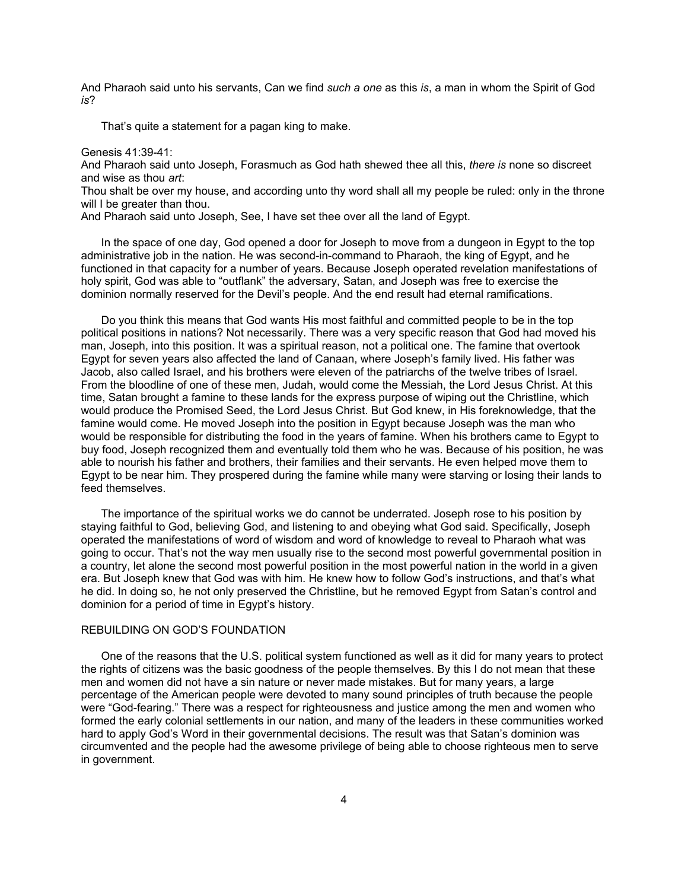And Pharaoh said unto his servants, Can we find *such a one* as this *is*, a man in whom the Spirit of God *is*?

That's quite a statement for a pagan king to make.

Genesis 41:39-41:
And Pharaoh said unto Joseph, Forasmuch as God hath shewed thee all this, *there is* none so discreet and wise as thou *art*:
Thou shalt be over my house, and according unto thy word shall all my people be ruled: only in the throne will I be greater than thou.
And Pharaoh said unto Joseph, See, I have set thee over all the land of Egypt.

In the space of one day, God opened a door for Joseph to move from a dungeon in Egypt to the top administrative job in the nation. He was second-in-command to Pharaoh, the king of Egypt, and he functioned in that capacity for a number of years. Because Joseph operated revelation manifestations of holy spirit, God was able to "outflank" the adversary, Satan, and Joseph was free to exercise the dominion normally reserved for the Devil's people. And the end result had eternal ramifications.

Do you think this means that God wants His most faithful and committed people to be in the top political positions in nations? Not necessarily. There was a very specific reason that God had moved his man, Joseph, into this position. It was a spiritual reason, not a political one. The famine that overtook Egypt for seven years also affected the land of Canaan, where Joseph's family lived. His father was Jacob, also called Israel, and his brothers were eleven of the patriarchs of the twelve tribes of Israel. From the bloodline of one of these men, Judah, would come the Messiah, the Lord Jesus Christ. At this time, Satan brought a famine to these lands for the express purpose of wiping out the Christline, which would produce the Promised Seed, the Lord Jesus Christ. But God knew, in His foreknowledge, that the famine would come. He moved Joseph into the position in Egypt because Joseph was the man who would be responsible for distributing the food in the years of famine. When his brothers came to Egypt to buy food, Joseph recognized them and eventually told them who he was. Because of his position, he was able to nourish his father and brothers, their families and their servants. He even helped move them to Egypt to be near him. They prospered during the famine while many were starving or losing their lands to feed themselves.

The importance of the spiritual works we do cannot be underrated. Joseph rose to his position by staying faithful to God, believing God, and listening to and obeying what God said. Specifically, Joseph operated the manifestations of word of wisdom and word of knowledge to reveal to Pharaoh what was going to occur. That's not the way men usually rise to the second most powerful governmental position in a country, let alone the second most powerful position in the most powerful nation in the world in a given era. But Joseph knew that God was with him. He knew how to follow God's instructions, and that's what he did. In doing so, he not only preserved the Christline, but he removed Egypt from Satan's control and dominion for a period of time in Egypt's history.

## REBUILDING ON GOD'S FOUNDATION

One of the reasons that the U.S. political system functioned as well as it did for many years to protect the rights of citizens was the basic goodness of the people themselves. By this I do not mean that these men and women did not have a sin nature or never made mistakes. But for many years, a large percentage of the American people were devoted to many sound principles of truth because the people were "God-fearing." There was a respect for righteousness and justice among the men and women who formed the early colonial settlements in our nation, and many of the leaders in these communities worked hard to apply God's Word in their governmental decisions. The result was that Satan's dominion was circumvented and the people had the awesome privilege of being able to choose righteous men to serve in government.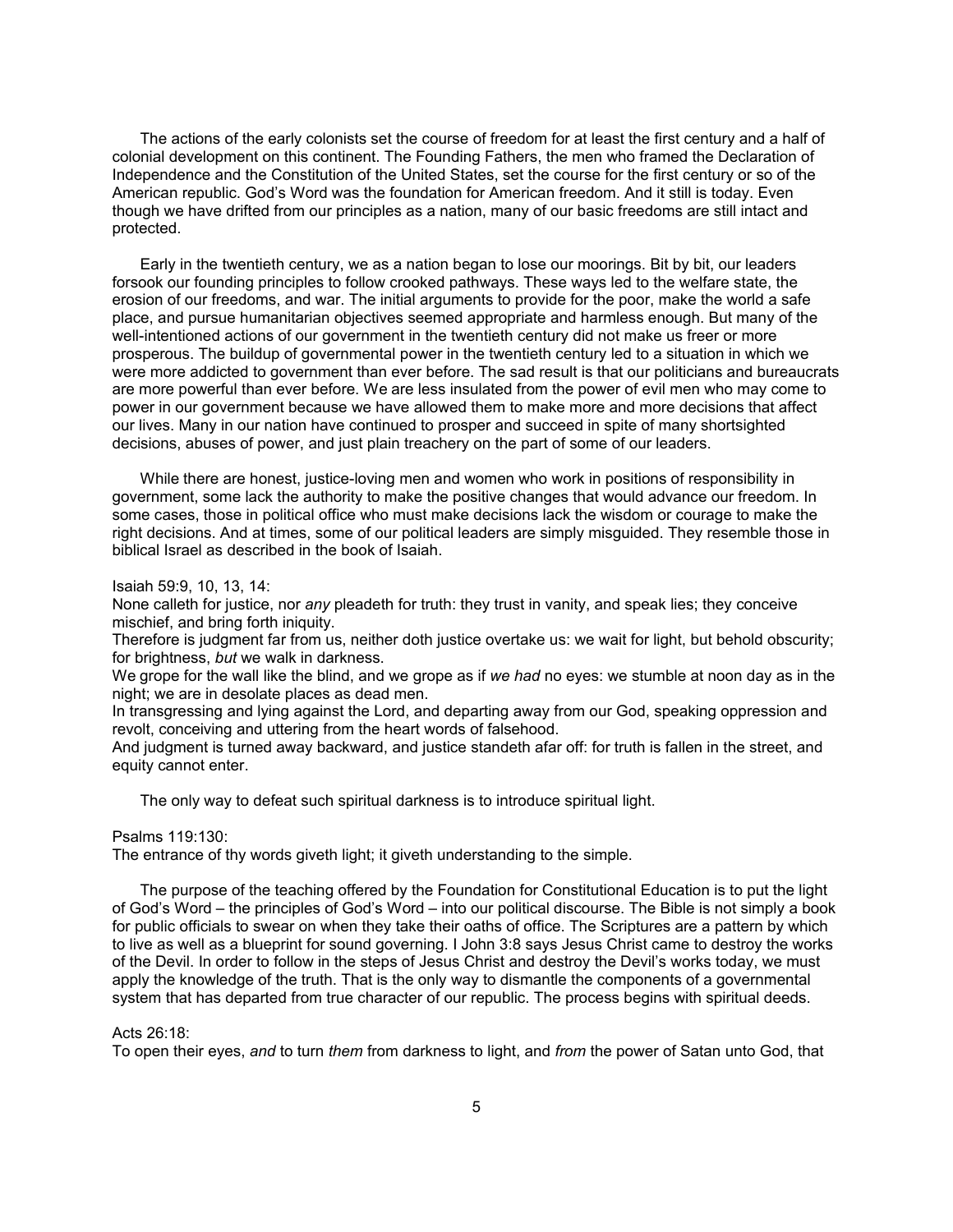The actions of the early colonists set the course of freedom for at least the first century and a half of colonial development on this continent. The Founding Fathers, the men who framed the Declaration of Independence and the Constitution of the United States, set the course for the first century or so of the American republic. God's Word was the foundation for American freedom. And it still is today. Even though we have drifted from our principles as a nation, many of our basic freedoms are still intact and protected.

Early in the twentieth century, we as a nation began to lose our moorings. Bit by bit, our leaders forsook our founding principles to follow crooked pathways. These ways led to the welfare state, the erosion of our freedoms, and war. The initial arguments to provide for the poor, make the world a safe place, and pursue humanitarian objectives seemed appropriate and harmless enough. But many of the well-intentioned actions of our government in the twentieth century did not make us freer or more prosperous. The buildup of governmental power in the twentieth century led to a situation in which we were more addicted to government than ever before. The sad result is that our politicians and bureaucrats are more powerful than ever before. We are less insulated from the power of evil men who may come to power in our government because we have allowed them to make more and more decisions that affect our lives. Many in our nation have continued to prosper and succeed in spite of many shortsighted decisions, abuses of power, and just plain treachery on the part of some of our leaders.

While there are honest, justice-loving men and women who work in positions of responsibility in government, some lack the authority to make the positive changes that would advance our freedom. In some cases, those in political office who must make decisions lack the wisdom or courage to make the right decisions. And at times, some of our political leaders are simply misguided. They resemble those in biblical Israel as described in the book of Isaiah.

Isaiah 59:9, 10, 13, 14:
None calleth for justice, nor *any* pleadeth for truth: they trust in vanity, and speak lies; they conceive mischief, and bring forth iniquity.
Therefore is judgment far from us, neither doth justice overtake us: we wait for light, but behold obscurity; for brightness, *but* we walk in darkness.
We grope for the wall like the blind, and we grope as if *we had* no eyes: we stumble at noon day as in the night; we are in desolate places as dead men.
In transgressing and lying against the Lord, and departing away from our God, speaking oppression and revolt, conceiving and uttering from the heart words of falsehood.
And judgment is turned away backward, and justice standeth afar off: for truth is fallen in the street, and equity cannot enter.

The only way to defeat such spiritual darkness is to introduce spiritual light.

Psalms 119:130:
The entrance of thy words giveth light; it giveth understanding to the simple.

The purpose of the teaching offered by the Foundation for Constitutional Education is to put the light of God's Word – the principles of God's Word – into our political discourse. The Bible is not simply a book for public officials to swear on when they take their oaths of office. The Scriptures are a pattern by which to live as well as a blueprint for sound governing. I John 3:8 says Jesus Christ came to destroy the works of the Devil. In order to follow in the steps of Jesus Christ and destroy the Devil's works today, we must apply the knowledge of the truth. That is the only way to dismantle the components of a governmental system that has departed from true character of our republic. The process begins with spiritual deeds.

Acts 26:18:
To open their eyes, *and* to turn *them* from darkness to light, and *from* the power of Satan unto God, that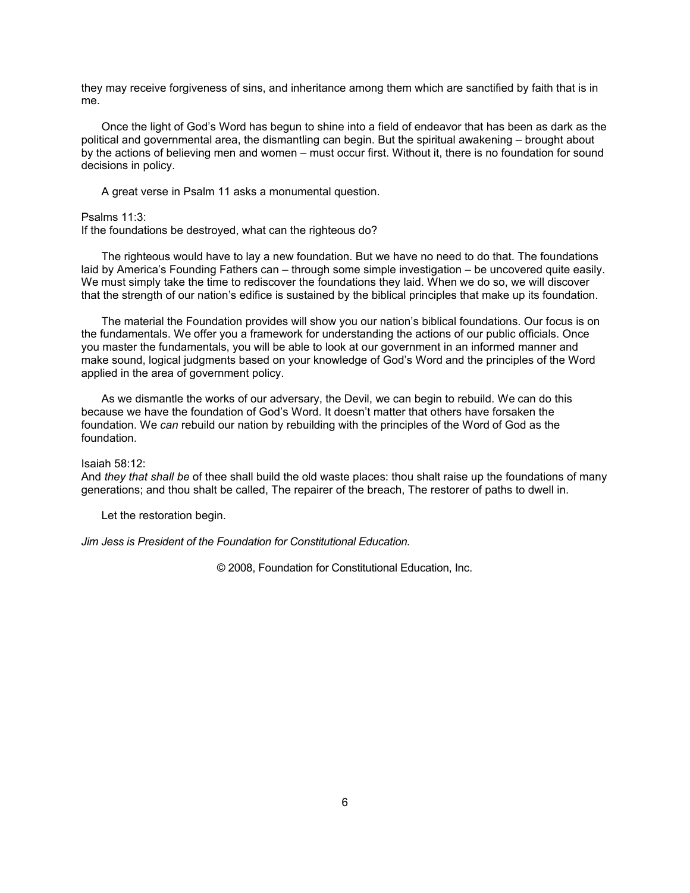they may receive forgiveness of sins, and inheritance among them which are sanctified by faith that is in me.

Once the light of God's Word has begun to shine into a field of endeavor that has been as dark as the political and governmental area, the dismantling can begin. But the spiritual awakening – brought about by the actions of believing men and women – must occur first. Without it, there is no foundation for sound decisions in policy.

A great verse in Psalm 11 asks a monumental question.

Psalms 11:3:
If the foundations be destroyed, what can the righteous do?

The righteous would have to lay a new foundation. But we have no need to do that. The foundations laid by America's Founding Fathers can – through some simple investigation – be uncovered quite easily. We must simply take the time to rediscover the foundations they laid. When we do so, we will discover that the strength of our nation's edifice is sustained by the biblical principles that make up its foundation.

The material the Foundation provides will show you our nation's biblical foundations. Our focus is on the fundamentals. We offer you a framework for understanding the actions of our public officials. Once you master the fundamentals, you will be able to look at our government in an informed manner and make sound, logical judgments based on your knowledge of God's Word and the principles of the Word applied in the area of government policy.

As we dismantle the works of our adversary, the Devil, we can begin to rebuild. We can do this because we have the foundation of God's Word. It doesn't matter that others have forsaken the foundation. We *can* rebuild our nation by rebuilding with the principles of the Word of God as the foundation.

Isaiah 58:12:
And *they that shall be* of thee shall build the old waste places: thou shalt raise up the foundations of many generations; and thou shalt be called, The repairer of the breach, The restorer of paths to dwell in.

Let the restoration begin.

*Jim Jess is President of the Foundation for Constitutional Education.*

© 2008, Foundation for Constitutional Education, Inc.